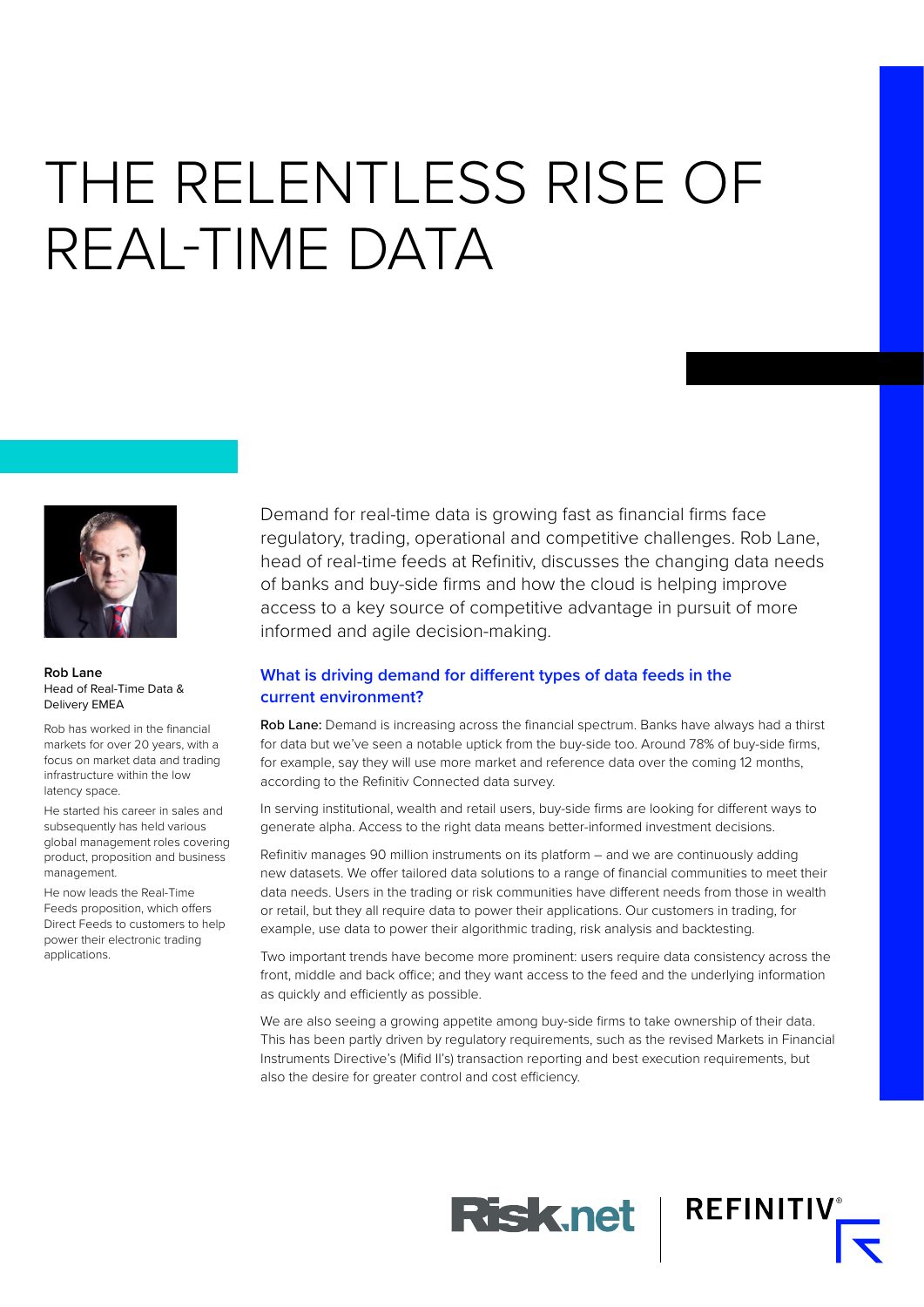# THE RELENTLESS RISE OF REAL-TIME DATA

**Rob Lane**
Head of Real-Time Data & Delivery EMEA

Rob has worked in the financial markets for over 20 years, with a focus on market data and trading infrastructure within the low latency space.

He started his career in sales and subsequently has held various global management roles covering product, proposition and business management.

He now leads the Real-Time Feeds proposition, which offers Direct Feeds to customers to help power their electronic trading applications.

Demand for real-time data is growing fast as financial firms face regulatory, trading, operational and competitive challenges. Rob Lane, head of real-time feeds at Refinitiv, discusses the changing data needs of banks and buy-side firms and how the cloud is helping improve access to a key source of competitive advantage in pursuit of more informed and agile decision-making.

## What is driving demand for different types of data feeds in the current environment?

**Rob Lane:** Demand is increasing across the financial spectrum. Banks have always had a thirst for data but we've seen a notable uptick from the buy-side too. Around 78% of buy-side firms, for example, say they will use more market and reference data over the coming 12 months, according to the Refinitiv Connected data survey.

In serving institutional, wealth and retail users, buy-side firms are looking for different ways to generate alpha. Access to the right data means better-informed investment decisions.

Refinitiv manages 90 million instruments on its platform – and we are continuously adding new datasets. We offer tailored data solutions to a range of financial communities to meet their data needs. Users in the trading or risk communities have different needs from those in wealth or retail, but they all require data to power their applications. Our customers in trading, for example, use data to power their algorithmic trading, risk analysis and backtesting.

Two important trends have become more prominent: users require data consistency across the front, middle and back office; and they want access to the feed and the underlying information as quickly and efficiently as possible.

We are also seeing a growing appetite among buy-side firms to take ownership of their data. This has been partly driven by regulatory requirements, such as the revised Markets in Financial Instruments Directive's (Mifid II's) transaction reporting and best execution requirements, but also the desire for greater control and cost efficiency.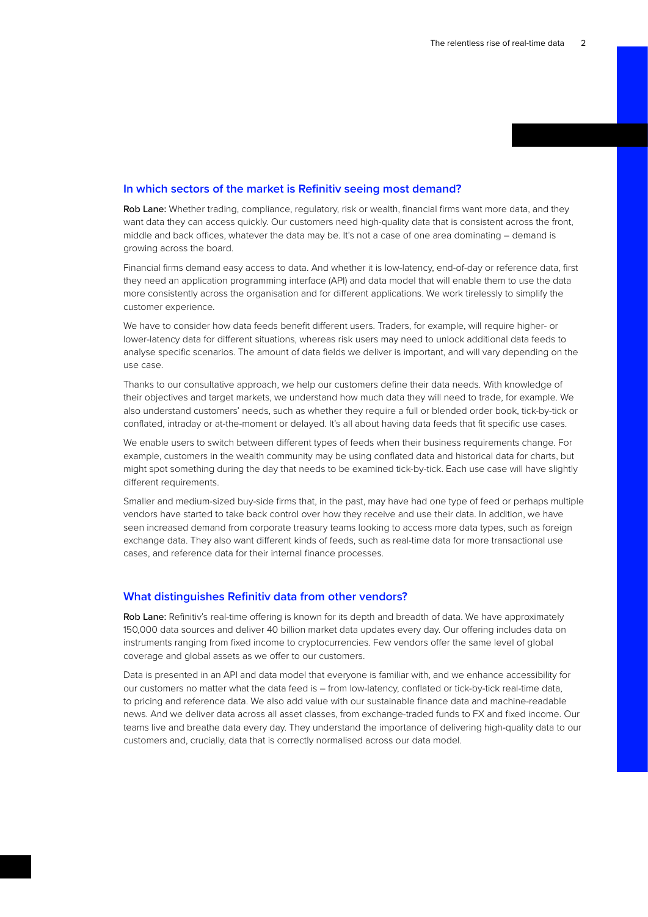## In which sectors of the market is Refinitiv seeing most demand?

**Rob Lane:** Whether trading, compliance, regulatory, risk or wealth, financial firms want more data, and they want data they can access quickly. Our customers need high-quality data that is consistent across the front, middle and back offices, whatever the data may be. It's not a case of one area dominating – demand is growing across the board.

Financial firms demand easy access to data. And whether it is low-latency, end-of-day or reference data, first they need an application programming interface (API) and data model that will enable them to use the data more consistently across the organisation and for different applications. We work tirelessly to simplify the customer experience.

We have to consider how data feeds benefit different users. Traders, for example, will require higher- or lower-latency data for different situations, whereas risk users may need to unlock additional data feeds to analyse specific scenarios. The amount of data fields we deliver is important, and will vary depending on the use case.

Thanks to our consultative approach, we help our customers define their data needs. With knowledge of their objectives and target markets, we understand how much data they will need to trade, for example. We also understand customers' needs, such as whether they require a full or blended order book, tick-by-tick or conflated, intraday or at-the-moment or delayed. It's all about having data feeds that fit specific use cases.

We enable users to switch between different types of feeds when their business requirements change. For example, customers in the wealth community may be using conflated data and historical data for charts, but might spot something during the day that needs to be examined tick-by-tick. Each use case will have slightly different requirements.

Smaller and medium-sized buy-side firms that, in the past, may have had one type of feed or perhaps multiple vendors have started to take back control over how they receive and use their data. In addition, we have seen increased demand from corporate treasury teams looking to access more data types, such as foreign exchange data. They also want different kinds of feeds, such as real-time data for more transactional use cases, and reference data for their internal finance processes.

## What distinguishes Refinitiv data from other vendors?

**Rob Lane:** Refinitiv's real-time offering is known for its depth and breadth of data. We have approximately 150,000 data sources and deliver 40 billion market data updates every day. Our offering includes data on instruments ranging from fixed income to cryptocurrencies. Few vendors offer the same level of global coverage and global assets as we offer to our customers.

Data is presented in an API and data model that everyone is familiar with, and we enhance accessibility for our customers no matter what the data feed is – from low-latency, conflated or tick-by-tick real-time data, to pricing and reference data. We also add value with our sustainable finance data and machine-readable news. And we deliver data across all asset classes, from exchange-traded funds to FX and fixed income. Our teams live and breathe data every day. They understand the importance of delivering high-quality data to our customers and, crucially, data that is correctly normalised across our data model.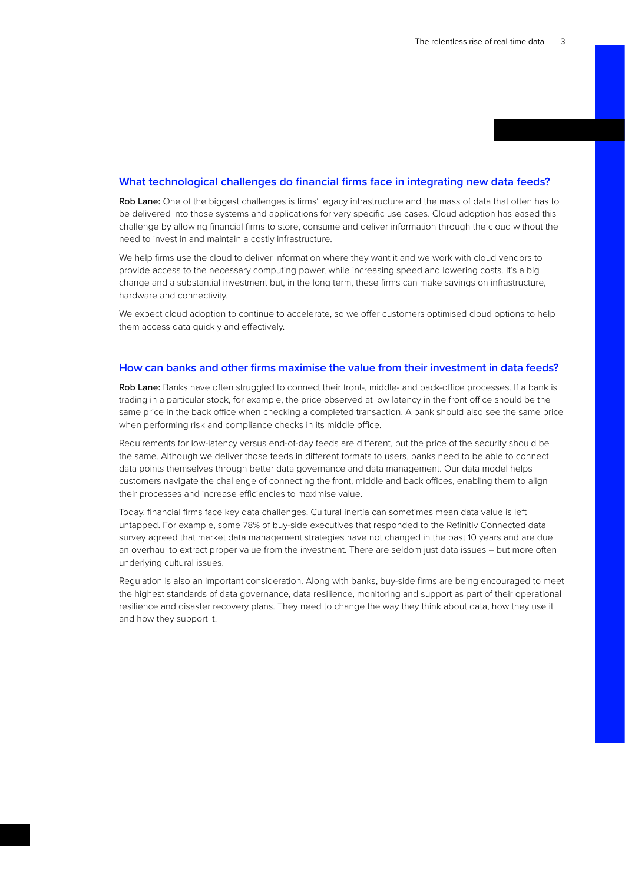## What technological challenges do financial firms face in integrating new data feeds?

**Rob Lane:** One of the biggest challenges is firms' legacy infrastructure and the mass of data that often has to be delivered into those systems and applications for very specific use cases. Cloud adoption has eased this challenge by allowing financial firms to store, consume and deliver information through the cloud without the need to invest in and maintain a costly infrastructure.

We help firms use the cloud to deliver information where they want it and we work with cloud vendors to provide access to the necessary computing power, while increasing speed and lowering costs. It's a big change and a substantial investment but, in the long term, these firms can make savings on infrastructure, hardware and connectivity.

We expect cloud adoption to continue to accelerate, so we offer customers optimised cloud options to help them access data quickly and effectively.

## How can banks and other firms maximise the value from their investment in data feeds?

**Rob Lane:** Banks have often struggled to connect their front-, middle- and back-office processes. If a bank is trading in a particular stock, for example, the price observed at low latency in the front office should be the same price in the back office when checking a completed transaction. A bank should also see the same price when performing risk and compliance checks in its middle office.

Requirements for low-latency versus end-of-day feeds are different, but the price of the security should be the same. Although we deliver those feeds in different formats to users, banks need to be able to connect data points themselves through better data governance and data management. Our data model helps customers navigate the challenge of connecting the front, middle and back offices, enabling them to align their processes and increase efficiencies to maximise value.

Today, financial firms face key data challenges. Cultural inertia can sometimes mean data value is left untapped. For example, some 78% of buy-side executives that responded to the Refinitiv Connected data survey agreed that market data management strategies have not changed in the past 10 years and are due an overhaul to extract proper value from the investment. There are seldom just data issues – but more often underlying cultural issues.

Regulation is also an important consideration. Along with banks, buy-side firms are being encouraged to meet the highest standards of data governance, data resilience, monitoring and support as part of their operational resilience and disaster recovery plans. They need to change the way they think about data, how they use it and how they support it.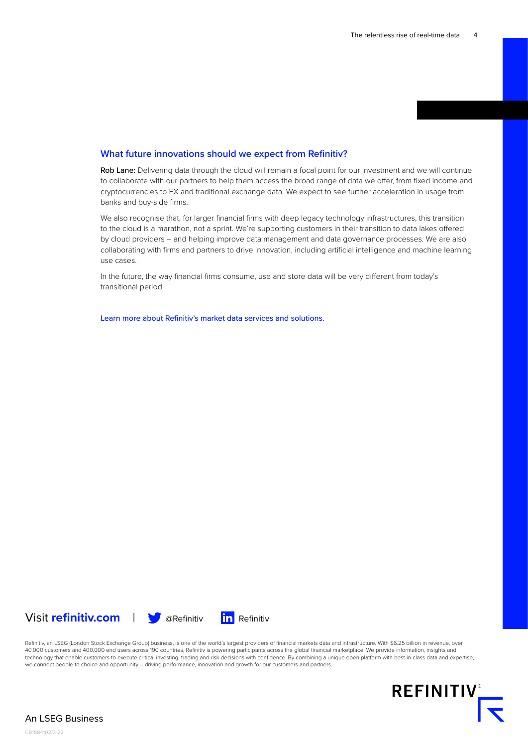## What future innovations should we expect from Refinitiv?

**Rob Lane:** Delivering data through the cloud will remain a focal point for our investment and we will continue to collaborate with our partners to help them access the broad range of data we offer, from fixed income and cryptocurrencies to FX and traditional exchange data. We expect to see further acceleration in usage from banks and buy-side firms.

We also recognise that, for larger financial firms with deep legacy technology infrastructures, this transition to the cloud is a marathon, not a sprint. We're supporting customers in their transition to data lakes offered by cloud providers – and helping improve data management and data governance processes. We are also collaborating with firms and partners to drive innovation, including artificial intelligence and machine learning use cases.

In the future, the way financial firms consume, use and store data will be very different from today's transitional period.

Learn more about Refinitiv's market data services and solutions.

Visit **refinitiv.com** | @Refinitiv Refinitiv

Refinitiv, an LSEG (London Stock Exchange Group) business, is one of the world's largest providers of financial markets data and infrastructure. With $6.25 billion in revenue, over 40,000 customers and 400,000 end users across 190 countries, Refinitiv is powering participants across the global financial marketplace. We provide information, insights and technology that enable customers to execute critical investing, trading and risk decisions with confidence. By combining a unique open platform with best-in-class data and expertise, we connect people to choice and opportunity – driving performance, innovation and growth for our customers and partners.

REFINITIV®

An LSEG Business

CB1584102/3-22